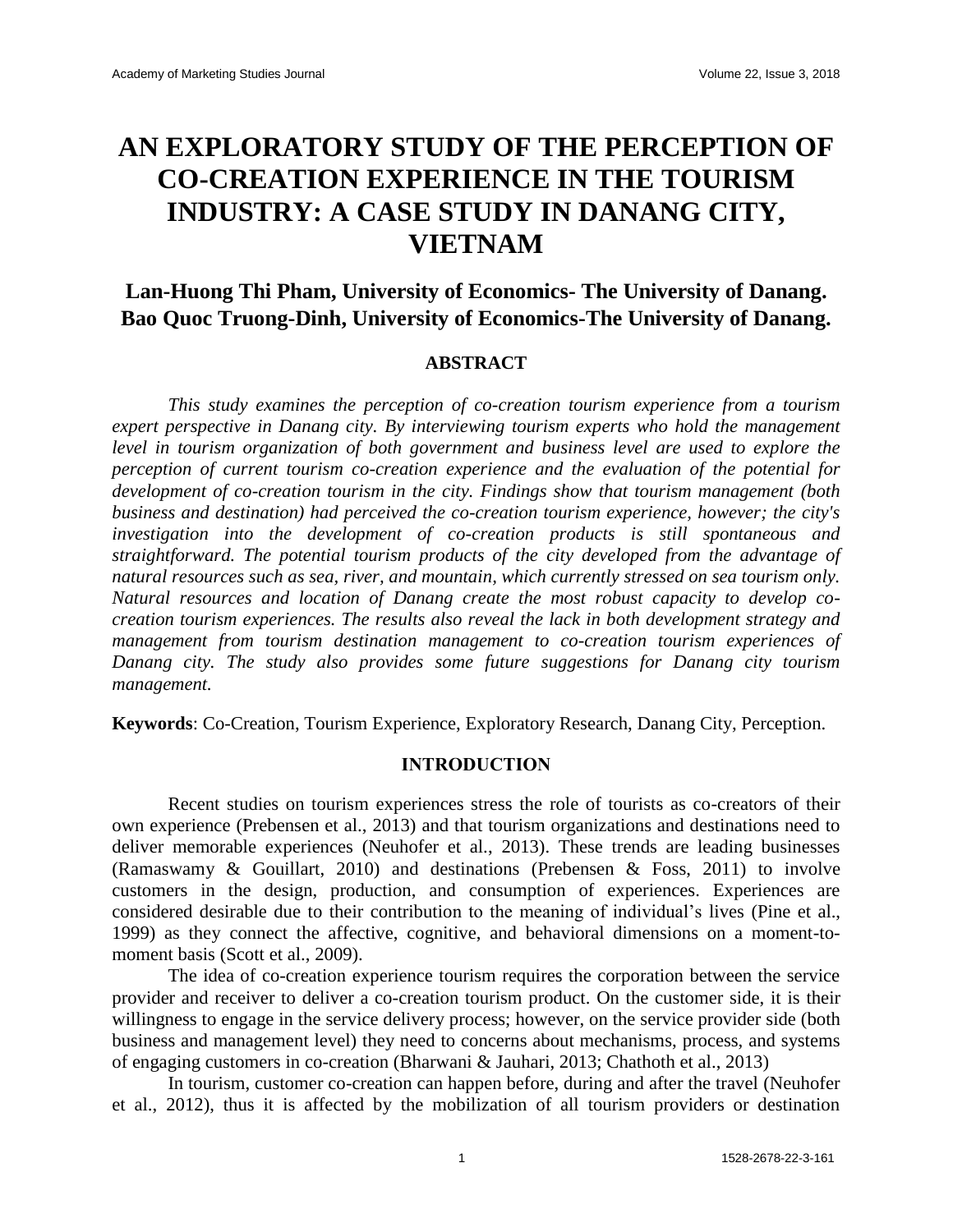# AN EXPLORATORY STUDY OF THE PERCEPTION OF CO-CREATION EXPERIENCE IN THE TOURISM INDUSTRY: A CASE STUDY IN DANANG CITY, VIETNAM

## Lan-Huong Thi Pham, University of Economics- The University of Danang. Bao Quoc Truong-Dinh, University of Economics-The University of Danang.

### ABSTRACT

*This study examines the perception of co-creation tourism experience from a tourism expert perspective in Danang city. By interviewing tourism experts who hold the management level in tourism organization of both government and business level are used to explore the perception of current tourism co-creation experience and the evaluation of the potential for development of co-creation tourism in the city. Findings show that tourism management (both business and destination) had perceived the co-creation tourism experience, however; the city's investigation into the development of co-creation products is still spontaneous and straightforward. The potential tourism products of the city developed from the advantage of natural resources such as sea, river, and mountain, which currently stressed on sea tourism only. Natural resources and location of Danang create the most robust capacity to develop co-creation tourism experiences. The results also reveal the lack in both development strategy and management from tourism destination management to co-creation tourism experiences of Danang city. The study also provides some future suggestions for Danang city tourism management.*

**Keywords**: Co-Creation, Tourism Experience, Exploratory Research, Danang City, Perception.

### INTRODUCTION

Recent studies on tourism experiences stress the role of tourists as co-creators of their own experience (Prebensen et al., 2013) and that tourism organizations and destinations need to deliver memorable experiences (Neuhofer et al., 2013). These trends are leading businesses (Ramaswamy & Gouillart, 2010) and destinations (Prebensen & Foss, 2011) to involve customers in the design, production, and consumption of experiences. Experiences are considered desirable due to their contribution to the meaning of individual's lives (Pine et al., 1999) as they connect the affective, cognitive, and behavioral dimensions on a moment-to-moment basis (Scott et al., 2009).

The idea of co-creation experience tourism requires the corporation between the service provider and receiver to deliver a co-creation tourism product. On the customer side, it is their willingness to engage in the service delivery process; however, on the service provider side (both business and management level) they need to concerns about mechanisms, process, and systems of engaging customers in co-creation (Bharwani & Jauhari, 2013; Chathoth et al., 2013)

In tourism, customer co-creation can happen before, during and after the travel (Neuhofer et al., 2012), thus it is affected by the mobilization of all tourism providers or destination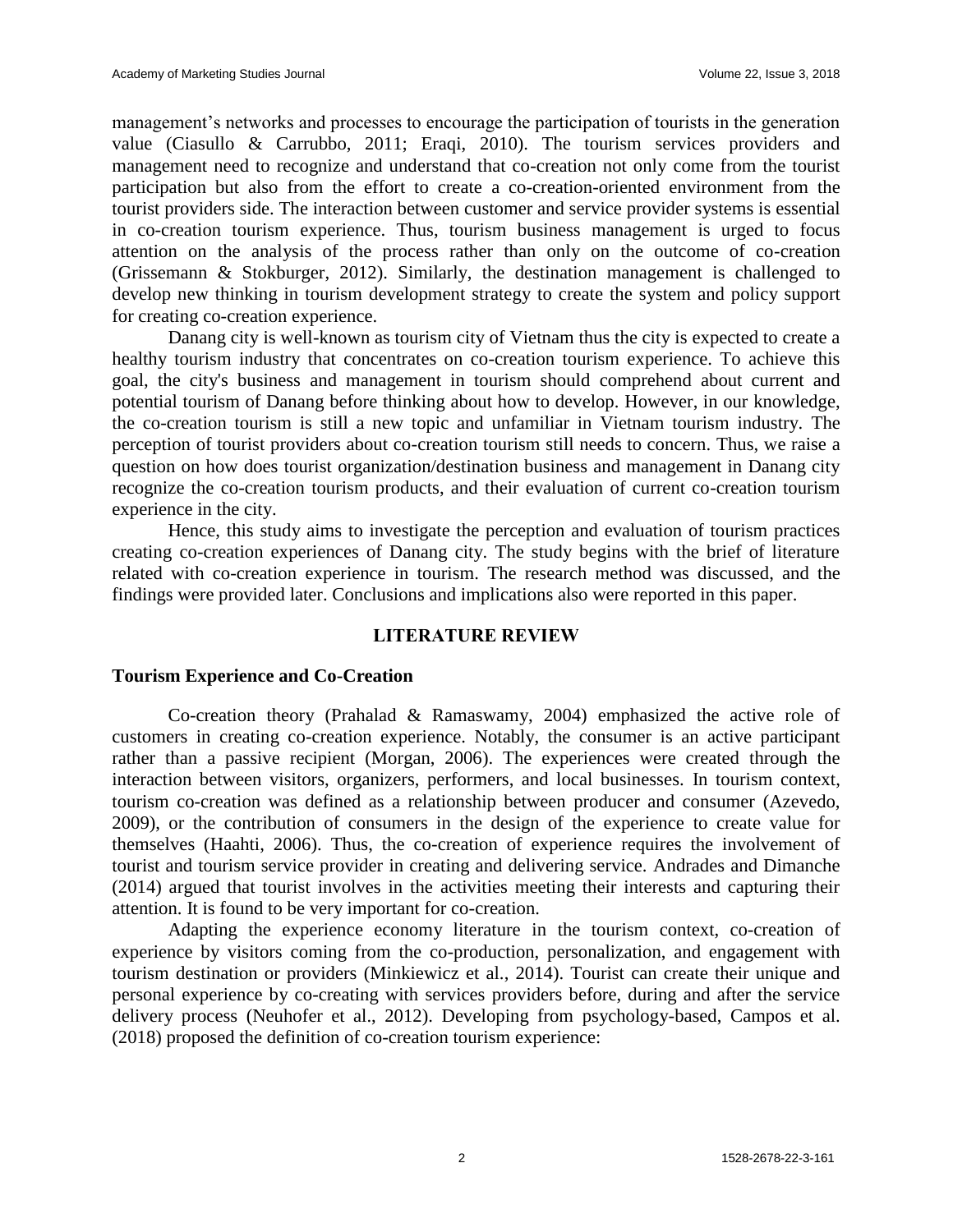management's networks and processes to encourage the participation of tourists in the generation value (Ciasullo & Carrubbo, 2011; Eraqi, 2010). The tourism services providers and management need to recognize and understand that co-creation not only come from the tourist participation but also from the effort to create a co-creation-oriented environment from the tourist providers side. The interaction between customer and service provider systems is essential in co-creation tourism experience. Thus, tourism business management is urged to focus attention on the analysis of the process rather than only on the outcome of co-creation (Grissemann & Stokburger, 2012). Similarly, the destination management is challenged to develop new thinking in tourism development strategy to create the system and policy support for creating co-creation experience.

Danang city is well-known as tourism city of Vietnam thus the city is expected to create a healthy tourism industry that concentrates on co-creation tourism experience. To achieve this goal, the city's business and management in tourism should comprehend about current and potential tourism of Danang before thinking about how to develop. However, in our knowledge, the co-creation tourism is still a new topic and unfamiliar in Vietnam tourism industry. The perception of tourist providers about co-creation tourism still needs to concern. Thus, we raise a question on how does tourist organization/destination business and management in Danang city recognize the co-creation tourism products, and their evaluation of current co-creation tourism experience in the city.

Hence, this study aims to investigate the perception and evaluation of tourism practices creating co-creation experiences of Danang city. The study begins with the brief of literature related with co-creation experience in tourism. The research method was discussed, and the findings were provided later. Conclusions and implications also were reported in this paper.

## LITERATURE REVIEW

### Tourism Experience and Co-Creation

Co-creation theory (Prahalad & Ramaswamy, 2004) emphasized the active role of customers in creating co-creation experience. Notably, the consumer is an active participant rather than a passive recipient (Morgan, 2006). The experiences were created through the interaction between visitors, organizers, performers, and local businesses. In tourism context, tourism co-creation was defined as a relationship between producer and consumer (Azevedo, 2009), or the contribution of consumers in the design of the experience to create value for themselves (Haahti, 2006). Thus, the co-creation of experience requires the involvement of tourist and tourism service provider in creating and delivering service. Andrades and Dimanche (2014) argued that tourist involves in the activities meeting their interests and capturing their attention. It is found to be very important for co-creation.

Adapting the experience economy literature in the tourism context, co-creation of experience by visitors coming from the co-production, personalization, and engagement with tourism destination or providers (Minkiewicz et al., 2014). Tourist can create their unique and personal experience by co-creating with services providers before, during and after the service delivery process (Neuhofer et al., 2012). Developing from psychology-based, Campos et al. (2018) proposed the definition of co-creation tourism experience: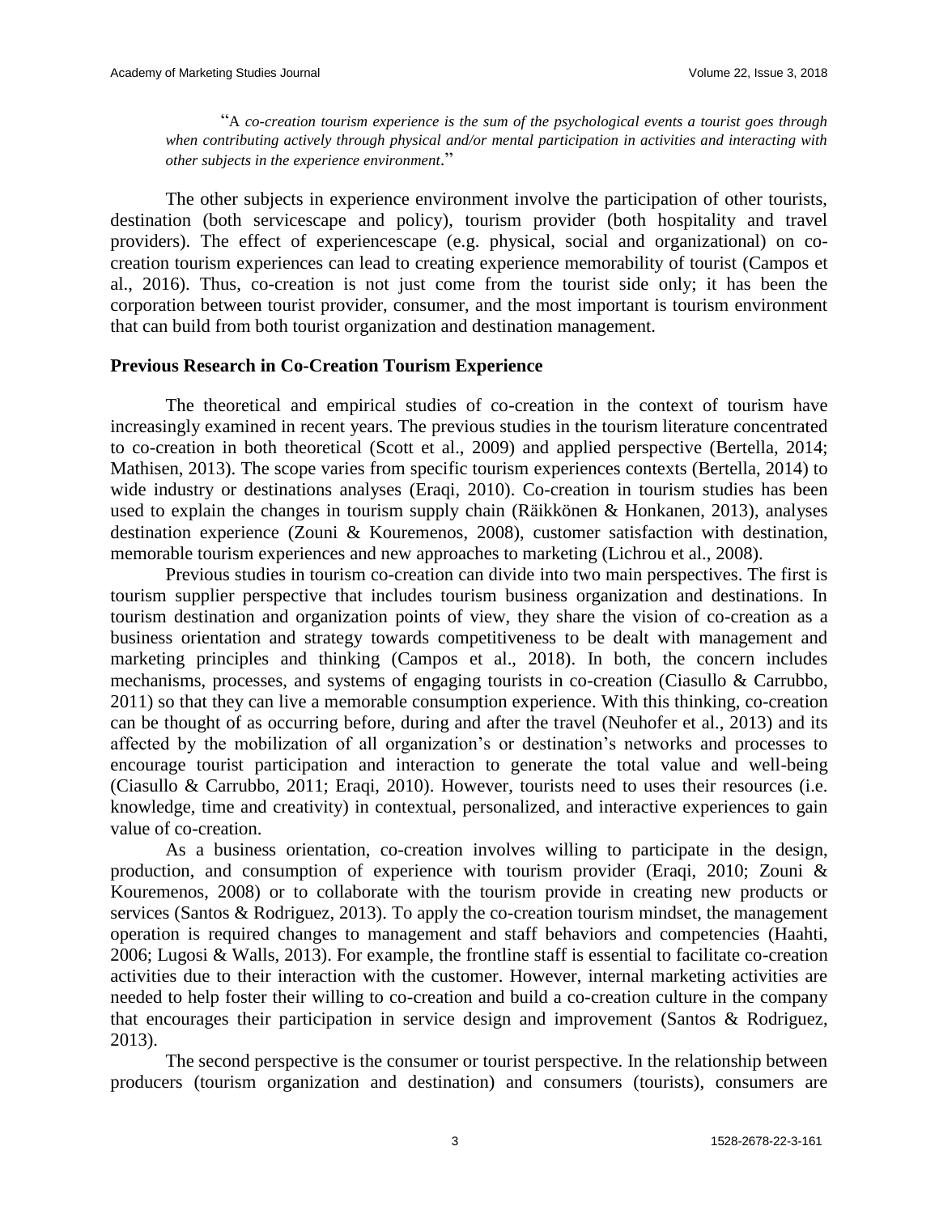> "A *co-creation tourism experience is the sum of the psychological events a tourist goes through when contributing actively through physical and/or mental participation in activities and interacting with other subjects in the experience environment*."

The other subjects in experience environment involve the participation of other tourists, destination (both servicescape and policy), tourism provider (both hospitality and travel providers). The effect of experiencescape (e.g. physical, social and organizational) on co-creation tourism experiences can lead to creating experience memorability of tourist (Campos et al., 2016). Thus, co-creation is not just come from the tourist side only; it has been the corporation between tourist provider, consumer, and the most important is tourism environment that can build from both tourist organization and destination management.

### Previous Research in Co-Creation Tourism Experience

The theoretical and empirical studies of co-creation in the context of tourism have increasingly examined in recent years. The previous studies in the tourism literature concentrated to co-creation in both theoretical (Scott et al., 2009) and applied perspective (Bertella, 2014; Mathisen, 2013). The scope varies from specific tourism experiences contexts (Bertella, 2014) to wide industry or destinations analyses (Eraqi, 2010). Co-creation in tourism studies has been used to explain the changes in tourism supply chain (Räikkönen & Honkanen, 2013), analyses destination experience (Zouni & Kouremenos, 2008), customer satisfaction with destination, memorable tourism experiences and new approaches to marketing (Lichrou et al., 2008).

Previous studies in tourism co-creation can divide into two main perspectives. The first is tourism supplier perspective that includes tourism business organization and destinations. In tourism destination and organization points of view, they share the vision of co-creation as a business orientation and strategy towards competitiveness to be dealt with management and marketing principles and thinking (Campos et al., 2018). In both, the concern includes mechanisms, processes, and systems of engaging tourists in co-creation (Ciasullo & Carrubbo, 2011) so that they can live a memorable consumption experience. With this thinking, co-creation can be thought of as occurring before, during and after the travel (Neuhofer et al., 2013) and its affected by the mobilization of all organization's or destination's networks and processes to encourage tourist participation and interaction to generate the total value and well-being (Ciasullo & Carrubbo, 2011; Eraqi, 2010). However, tourists need to uses their resources (i.e. knowledge, time and creativity) in contextual, personalized, and interactive experiences to gain value of co-creation.

As a business orientation, co-creation involves willing to participate in the design, production, and consumption of experience with tourism provider (Eraqi, 2010; Zouni & Kouremenos, 2008) or to collaborate with the tourism provide in creating new products or services (Santos & Rodriguez, 2013). To apply the co-creation tourism mindset, the management operation is required changes to management and staff behaviors and competencies (Haahti, 2006; Lugosi & Walls, 2013). For example, the frontline staff is essential to facilitate co-creation activities due to their interaction with the customer. However, internal marketing activities are needed to help foster their willing to co-creation and build a co-creation culture in the company that encourages their participation in service design and improvement (Santos & Rodriguez, 2013).

The second perspective is the consumer or tourist perspective. In the relationship between producers (tourism organization and destination) and consumers (tourists), consumers are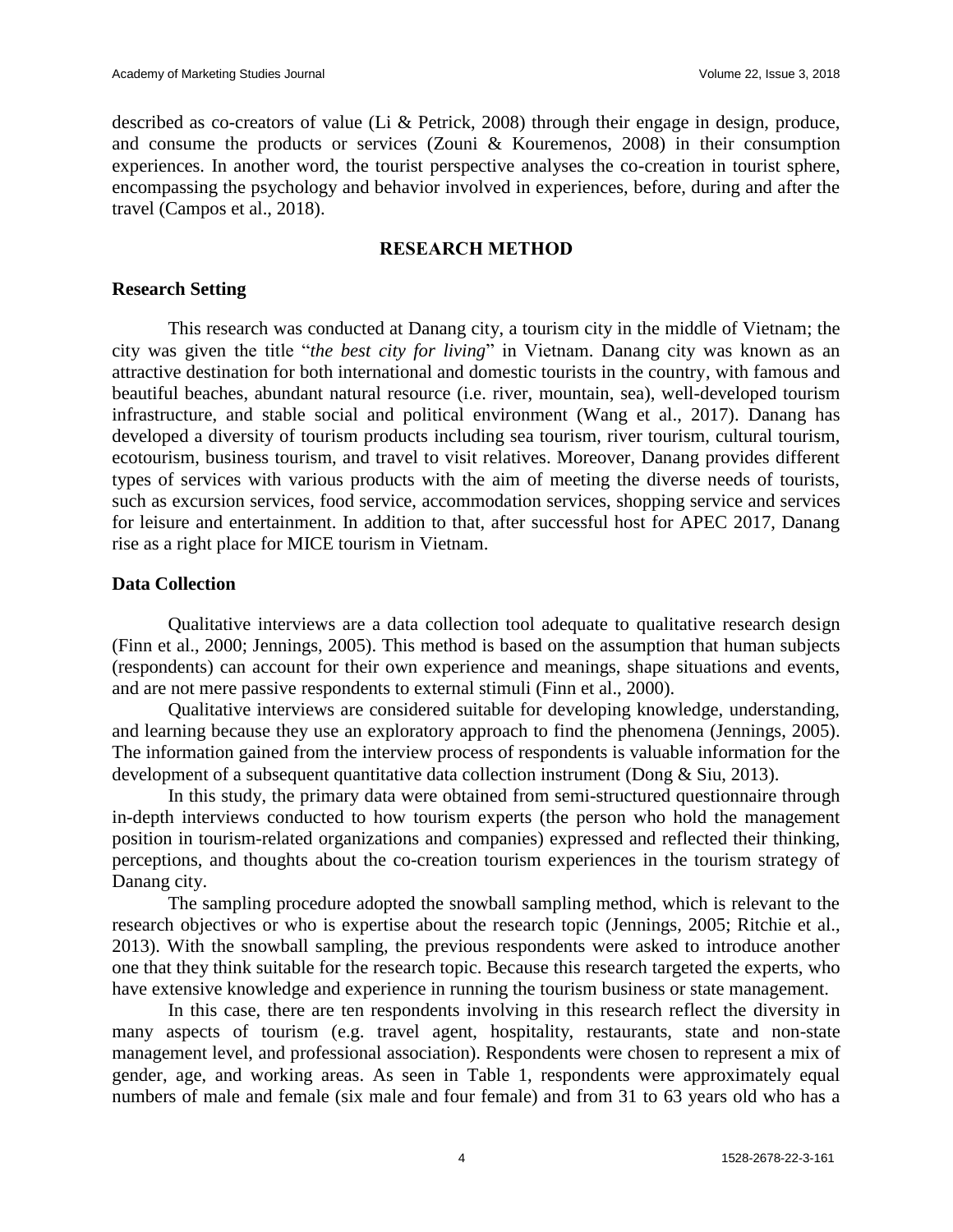described as co-creators of value (Li & Petrick, 2008) through their engage in design, produce, and consume the products or services (Zouni & Kouremenos, 2008) in their consumption experiences. In another word, the tourist perspective analyses the co-creation in tourist sphere, encompassing the psychology and behavior involved in experiences, before, during and after the travel (Campos et al., 2018).

## RESEARCH METHOD

### Research Setting

This research was conducted at Danang city, a tourism city in the middle of Vietnam; the city was given the title "*the best city for living*" in Vietnam. Danang city was known as an attractive destination for both international and domestic tourists in the country, with famous and beautiful beaches, abundant natural resource (i.e. river, mountain, sea), well-developed tourism infrastructure, and stable social and political environment (Wang et al., 2017). Danang has developed a diversity of tourism products including sea tourism, river tourism, cultural tourism, ecotourism, business tourism, and travel to visit relatives. Moreover, Danang provides different types of services with various products with the aim of meeting the diverse needs of tourists, such as excursion services, food service, accommodation services, shopping service and services for leisure and entertainment. In addition to that, after successful host for APEC 2017, Danang rise as a right place for MICE tourism in Vietnam.

### Data Collection

Qualitative interviews are a data collection tool adequate to qualitative research design (Finn et al., 2000; Jennings, 2005). This method is based on the assumption that human subjects (respondents) can account for their own experience and meanings, shape situations and events, and are not mere passive respondents to external stimuli (Finn et al., 2000).

Qualitative interviews are considered suitable for developing knowledge, understanding, and learning because they use an exploratory approach to find the phenomena (Jennings, 2005). The information gained from the interview process of respondents is valuable information for the development of a subsequent quantitative data collection instrument (Dong & Siu, 2013).

In this study, the primary data were obtained from semi-structured questionnaire through in-depth interviews conducted to how tourism experts (the person who hold the management position in tourism-related organizations and companies) expressed and reflected their thinking, perceptions, and thoughts about the co-creation tourism experiences in the tourism strategy of Danang city.

The sampling procedure adopted the snowball sampling method, which is relevant to the research objectives or who is expertise about the research topic (Jennings, 2005; Ritchie et al., 2013). With the snowball sampling, the previous respondents were asked to introduce another one that they think suitable for the research topic. Because this research targeted the experts, who have extensive knowledge and experience in running the tourism business or state management.

In this case, there are ten respondents involving in this research reflect the diversity in many aspects of tourism (e.g. travel agent, hospitality, restaurants, state and non-state management level, and professional association). Respondents were chosen to represent a mix of gender, age, and working areas. As seen in Table 1, respondents were approximately equal numbers of male and female (six male and four female) and from 31 to 63 years old who has a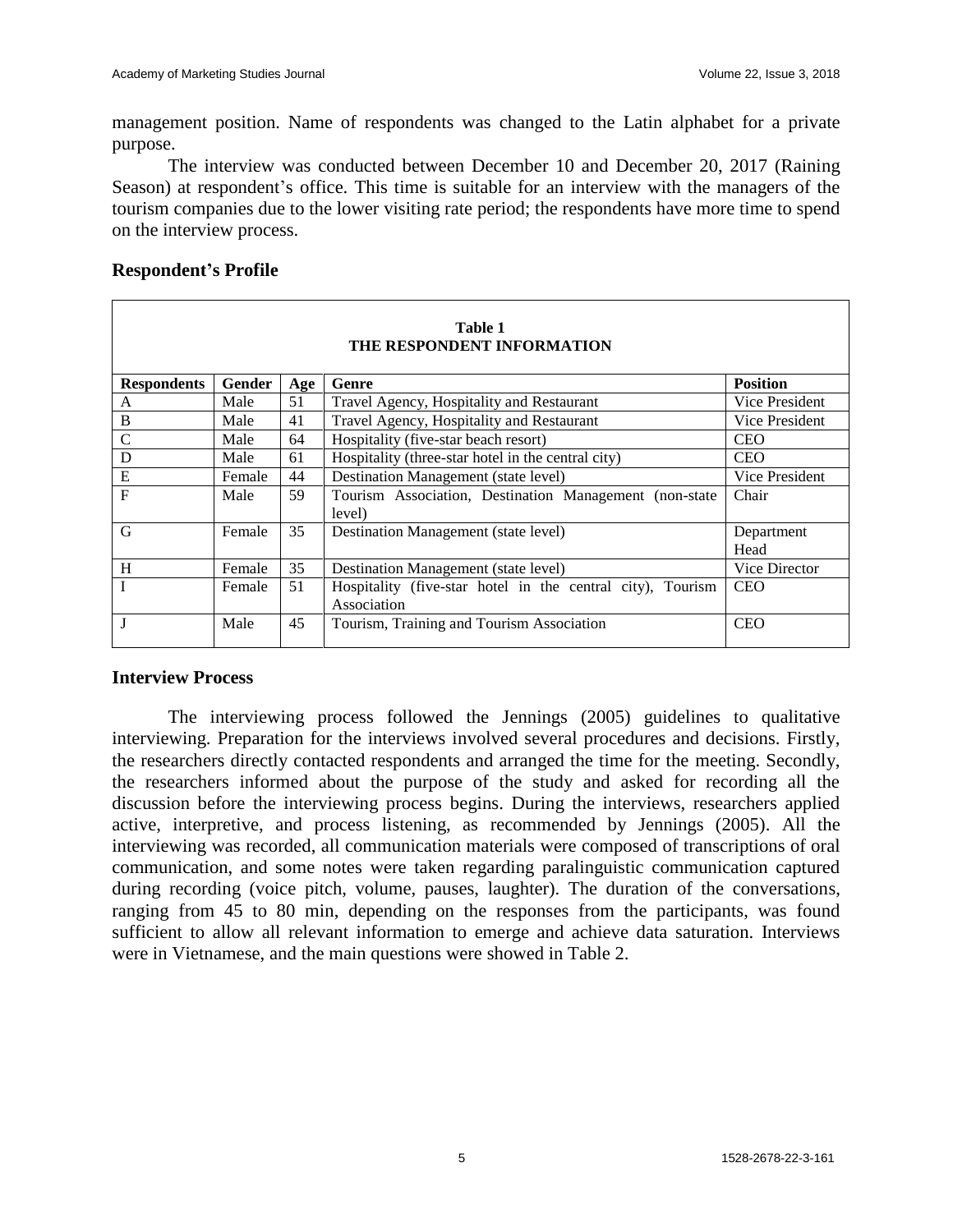management position. Name of respondents was changed to the Latin alphabet for a private purpose.

The interview was conducted between December 10 and December 20, 2017 (Raining Season) at respondent's office. This time is suitable for an interview with the managers of the tourism companies due to the lower visiting rate period; the respondents have more time to spend on the interview process.

## Respondent's Profile

**Table 1**
**THE RESPONDENT INFORMATION**

| Respondents | Gender | Age | Genre | Position |
|---|---|---|---|---|
| A | Male | 51 | Travel Agency, Hospitality and Restaurant | Vice President |
| B | Male | 41 | Travel Agency, Hospitality and Restaurant | Vice President |
| C | Male | 64 | Hospitality (five-star beach resort) | CEO |
| D | Male | 61 | Hospitality (three-star hotel in the central city) | CEO |
| E | Female | 44 | Destination Management (state level) | Vice President |
| F | Male | 59 | Tourism Association, Destination Management (non-state level) | Chair |
| G | Female | 35 | Destination Management (state level) | Department Head |
| H | Female | 35 | Destination Management (state level) | Vice Director |
| I | Female | 51 | Hospitality (five-star hotel in the central city), Tourism Association | CEO |
| J | Male | 45 | Tourism, Training and Tourism Association | CEO |

## Interview Process

The interviewing process followed the Jennings (2005) guidelines to qualitative interviewing. Preparation for the interviews involved several procedures and decisions. Firstly, the researchers directly contacted respondents and arranged the time for the meeting. Secondly, the researchers informed about the purpose of the study and asked for recording all the discussion before the interviewing process begins. During the interviews, researchers applied active, interpretive, and process listening, as recommended by Jennings (2005). All the interviewing was recorded, all communication materials were composed of transcriptions of oral communication, and some notes were taken regarding paralinguistic communication captured during recording (voice pitch, volume, pauses, laughter). The duration of the conversations, ranging from 45 to 80 min, depending on the responses from the participants, was found sufficient to allow all relevant information to emerge and achieve data saturation. Interviews were in Vietnamese, and the main questions were showed in Table 2.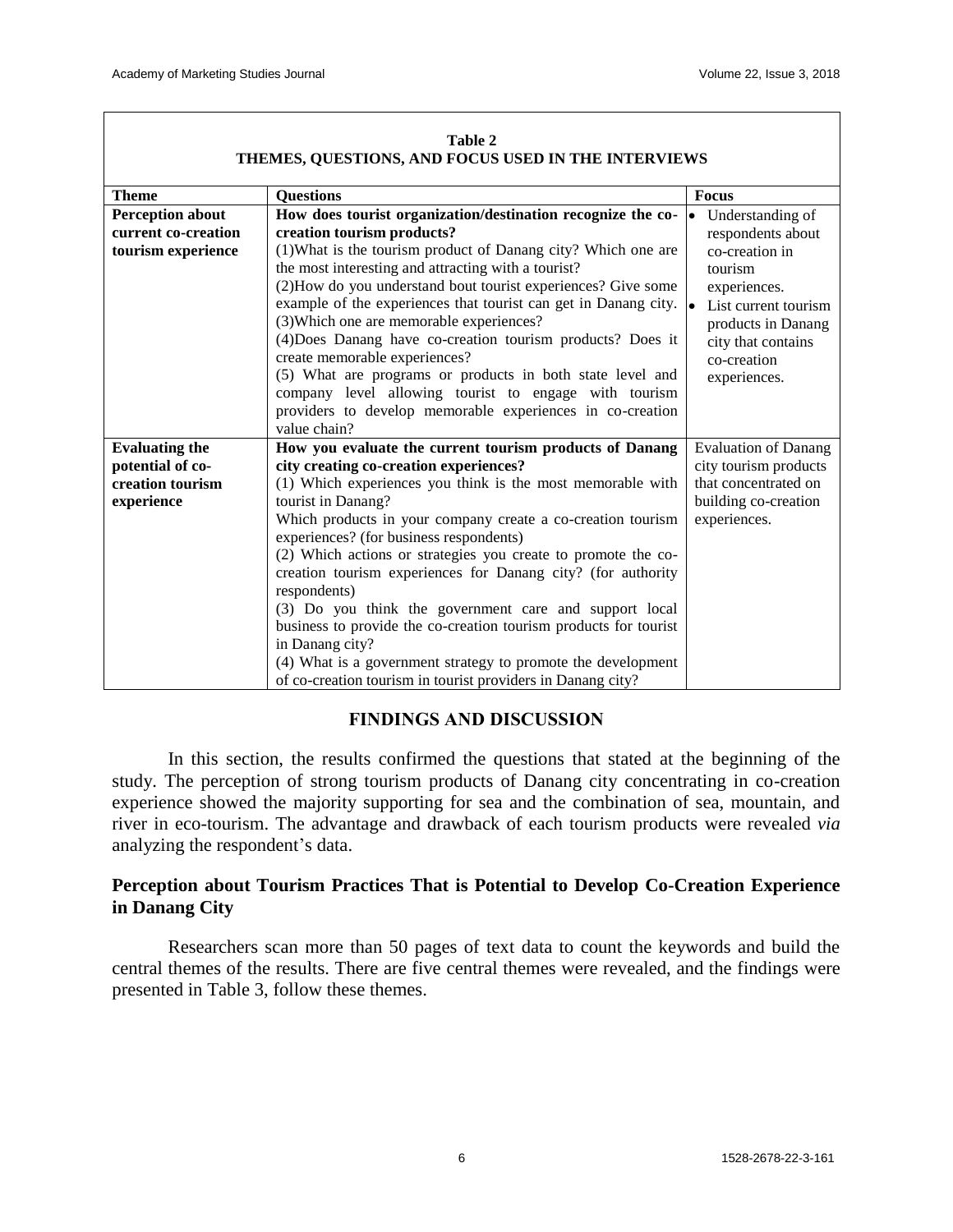**Table 2**
**THEMES, QUESTIONS, AND FOCUS USED IN THE INTERVIEWS**

| Theme | Questions | Focus |
|---|---|---|
| **Perception about current co-creation tourism experience** | **How does tourist organization/destination recognize the co-creation tourism products?** (1)What is the tourism product of Danang city? Which one are the most interesting and attracting with a tourist? (2)How do you understand bout tourist experiences? Give some example of the experiences that tourist can get in Danang city. (3)Which one are memorable experiences? (4)Does Danang have co-creation tourism products? Does it create memorable experiences? (5) What are programs or products in both state level and company level allowing tourist to engage with tourism providers to develop memorable experiences in co-creation value chain? | • Understanding of respondents about co-creation in tourism experiences. • List current tourism products in Danang city that contains co-creation experiences. |
| **Evaluating the potential of co-creation tourism experience** | **How you evaluate the current tourism products of Danang city creating co-creation experiences?** (1) Which experiences you think is the most memorable with tourist in Danang? Which products in your company create a co-creation tourism experiences? (for business respondents) (2) Which actions or strategies you create to promote the co-creation tourism experiences for Danang city? (for authority respondents) (3) Do you think the government care and support local business to provide the co-creation tourism products for tourist in Danang city? (4) What is a government strategy to promote the development of co-creation tourism in tourist providers in Danang city? | Evaluation of Danang city tourism products that concentrated on building co-creation experiences. |

## FINDINGS AND DISCUSSION

In this section, the results confirmed the questions that stated at the beginning of the study. The perception of strong tourism products of Danang city concentrating in co-creation experience showed the majority supporting for sea and the combination of sea, mountain, and river in eco-tourism. The advantage and drawback of each tourism products were revealed *via* analyzing the respondent's data.

### Perception about Tourism Practices That is Potential to Develop Co-Creation Experience in Danang City

Researchers scan more than 50 pages of text data to count the keywords and build the central themes of the results. There are five central themes were revealed, and the findings were presented in Table 3, follow these themes.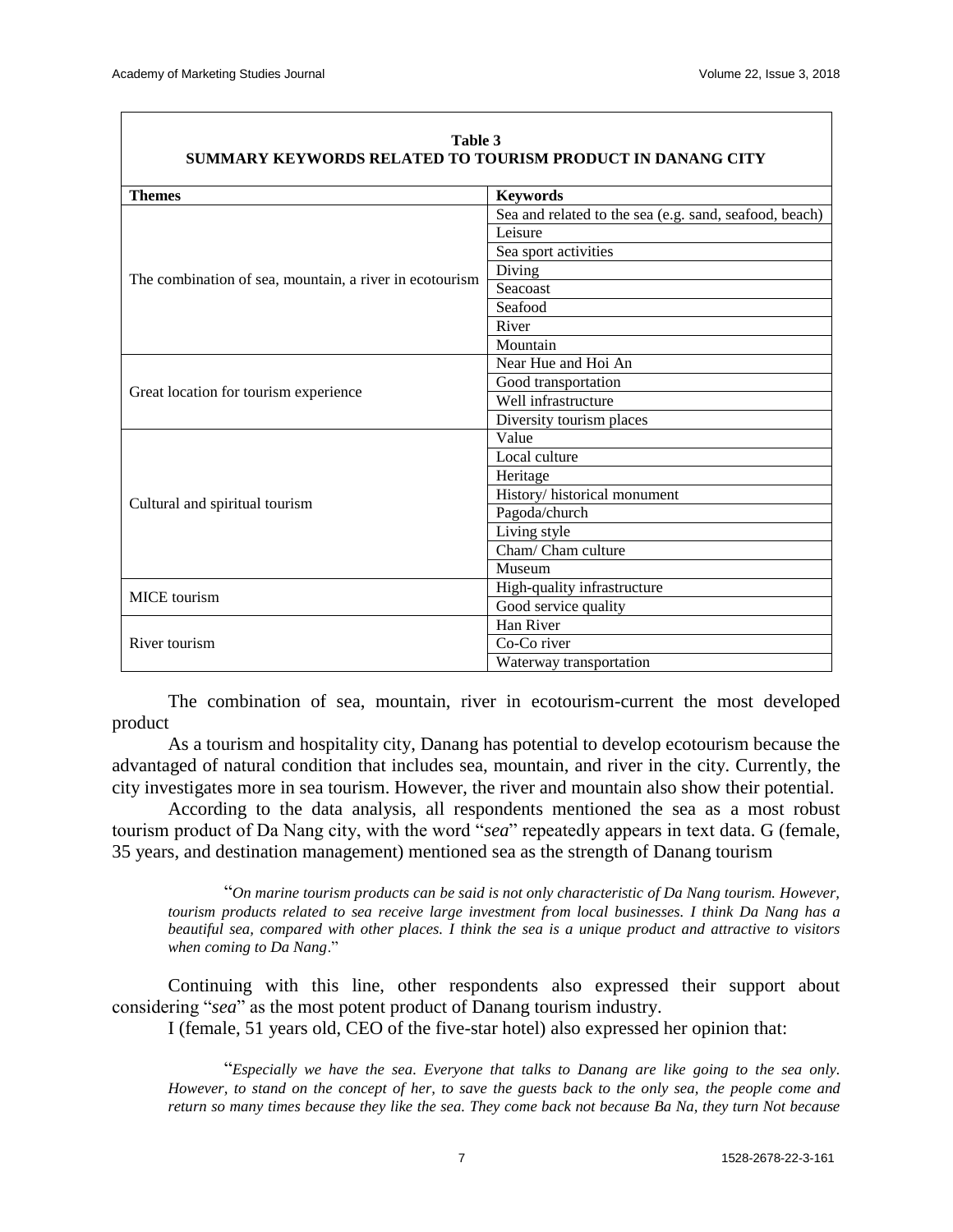**Table 3**
**SUMMARY KEYWORDS RELATED TO TOURISM PRODUCT IN DANANG CITY**

| Themes | Keywords |
|---|---|
| The combination of sea, mountain, a river in ecotourism | Sea and related to the sea (e.g. sand, seafood, beach) |
| | Leisure |
| | Sea sport activities |
| | Diving |
| | Seacoast |
| | Seafood |
| | River |
| | Mountain |
| Great location for tourism experience | Near Hue and Hoi An |
| | Good transportation |
| | Well infrastructure |
| | Diversity tourism places |
| Cultural and spiritual tourism | Value |
| | Local culture |
| | Heritage |
| | History/ historical monument |
| | Pagoda/church |
| | Living style |
| | Cham/ Cham culture |
| | Museum |
| MICE tourism | High-quality infrastructure |
| | Good service quality |
| River tourism | Han River |
| | Co-Co river |
| | Waterway transportation |

The combination of sea, mountain, river in ecotourism-current the most developed product

As a tourism and hospitality city, Danang has potential to develop ecotourism because the advantaged of natural condition that includes sea, mountain, and river in the city. Currently, the city investigates more in sea tourism. However, the river and mountain also show their potential.

According to the data analysis, all respondents mentioned the sea as a most robust tourism product of Da Nang city, with the word "*sea*" repeatedly appears in text data. G (female, 35 years, and destination management) mentioned sea as the strength of Danang tourism

> "*On marine tourism products can be said is not only characteristic of Da Nang tourism. However, tourism products related to sea receive large investment from local businesses. I think Da Nang has a beautiful sea, compared with other places. I think the sea is a unique product and attractive to visitors when coming to Da Nang*."

Continuing with this line, other respondents also expressed their support about considering "*sea*" as the most potent product of Danang tourism industry.

I (female, 51 years old, CEO of the five-star hotel) also expressed her opinion that:

> "*Especially we have the sea. Everyone that talks to Danang are like going to the sea only. However, to stand on the concept of her, to save the guests back to the only sea, the people come and return so many times because they like the sea. They come back not because Ba Na, they turn Not because*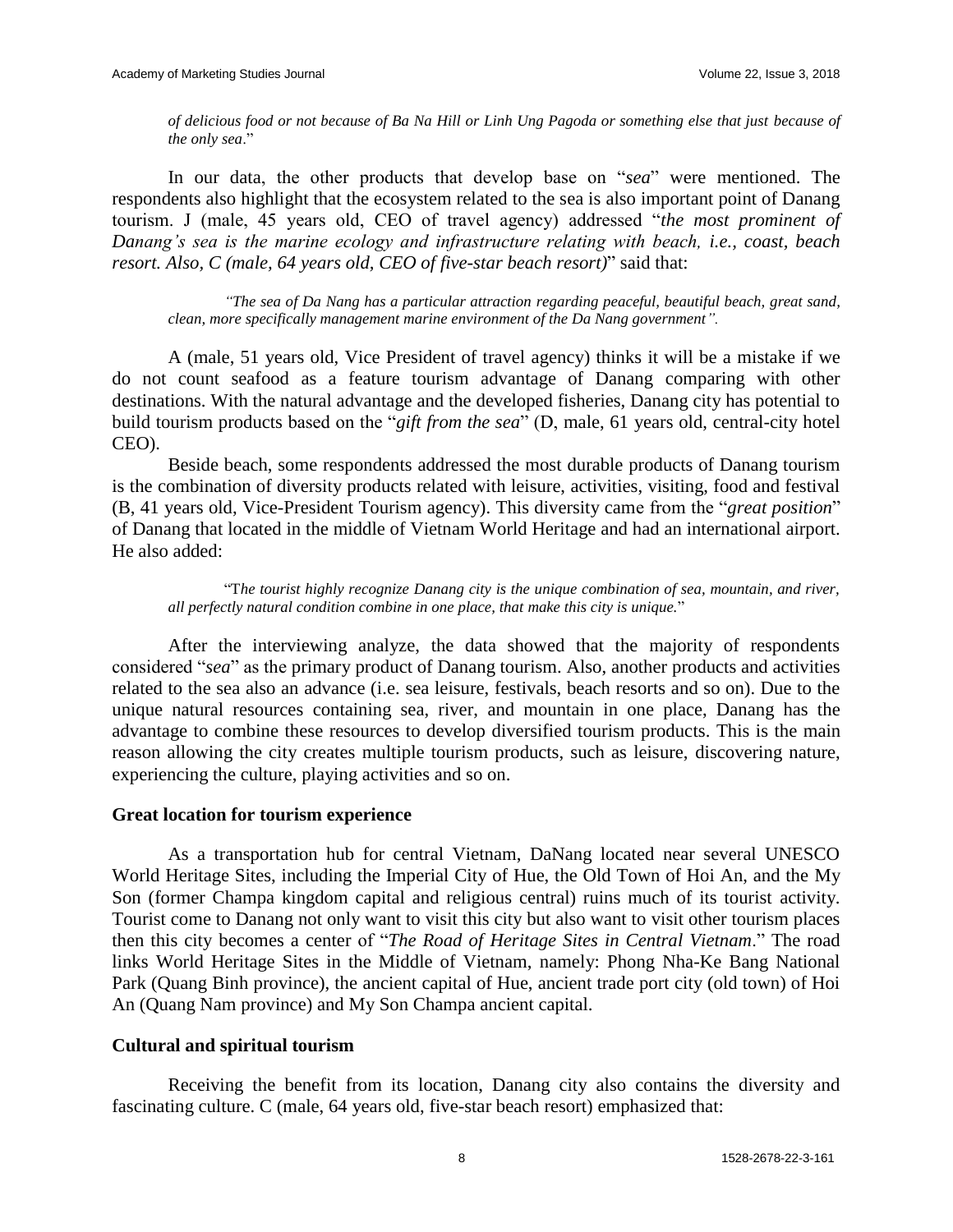*of delicious food or not because of Ba Na Hill or Linh Ung Pagoda or something else that just because of the only sea*."

In our data, the other products that develop base on "*sea*" were mentioned. The respondents also highlight that the ecosystem related to the sea is also important point of Danang tourism. J (male, 45 years old, CEO of travel agency) addressed "*the most prominent of Danang's sea is the marine ecology and infrastructure relating with beach, i.e., coast, beach resort. Also, C (male, 64 years old, CEO of five-star beach resort)*" said that:

> *"The sea of Da Nang has a particular attraction regarding peaceful, beautiful beach, great sand, clean, more specifically management marine environment of the Da Nang government".*

A (male, 51 years old, Vice President of travel agency) thinks it will be a mistake if we do not count seafood as a feature tourism advantage of Danang comparing with other destinations. With the natural advantage and the developed fisheries, Danang city has potential to build tourism products based on the "*gift from the sea*" (D, male, 61 years old, central-city hotel CEO).

Beside beach, some respondents addressed the most durable products of Danang tourism is the combination of diversity products related with leisure, activities, visiting, food and festival (B, 41 years old, Vice-President Tourism agency). This diversity came from the "*great position*" of Danang that located in the middle of Vietnam World Heritage and had an international airport. He also added:

> "T*he tourist highly recognize Danang city is the unique combination of sea, mountain, and river, all perfectly natural condition combine in one place, that make this city is unique.*"

After the interviewing analyze, the data showed that the majority of respondents considered "*sea*" as the primary product of Danang tourism. Also, another products and activities related to the sea also an advance (i.e. sea leisure, festivals, beach resorts and so on). Due to the unique natural resources containing sea, river, and mountain in one place, Danang has the advantage to combine these resources to develop diversified tourism products. This is the main reason allowing the city creates multiple tourism products, such as leisure, discovering nature, experiencing the culture, playing activities and so on.

### Great location for tourism experience

As a transportation hub for central Vietnam, DaNang located near several UNESCO World Heritage Sites, including the Imperial City of Hue, the Old Town of Hoi An, and the My Son (former Champa kingdom capital and religious central) ruins much of its tourist activity. Tourist come to Danang not only want to visit this city but also want to visit other tourism places then this city becomes a center of "*The Road of Heritage Sites in Central Vietnam*." The road links World Heritage Sites in the Middle of Vietnam, namely: Phong Nha-Ke Bang National Park (Quang Binh province), the ancient capital of Hue, ancient trade port city (old town) of Hoi An (Quang Nam province) and My Son Champa ancient capital.

### Cultural and spiritual tourism

Receiving the benefit from its location, Danang city also contains the diversity and fascinating culture. C (male, 64 years old, five-star beach resort) emphasized that: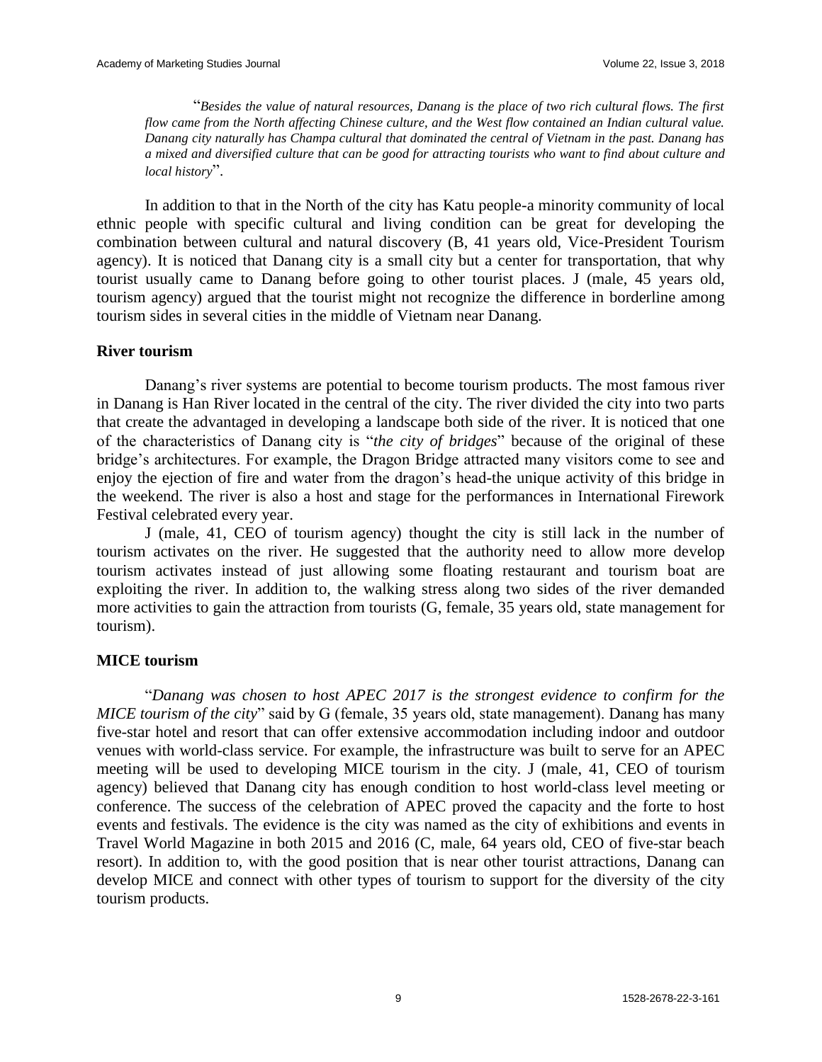> "*Besides the value of natural resources, Danang is the place of two rich cultural flows. The first flow came from the North affecting Chinese culture, and the West flow contained an Indian cultural value. Danang city naturally has Champa cultural that dominated the central of Vietnam in the past. Danang has a mixed and diversified culture that can be good for attracting tourists who want to find about culture and local history*".

In addition to that in the North of the city has Katu people-a minority community of local ethnic people with specific cultural and living condition can be great for developing the combination between cultural and natural discovery (B, 41 years old, Vice-President Tourism agency). It is noticed that Danang city is a small city but a center for transportation, that why tourist usually came to Danang before going to other tourist places. J (male, 45 years old, tourism agency) argued that the tourist might not recognize the difference in borderline among tourism sides in several cities in the middle of Vietnam near Danang.

**River tourism**

Danang's river systems are potential to become tourism products. The most famous river in Danang is Han River located in the central of the city. The river divided the city into two parts that create the advantaged in developing a landscape both side of the river. It is noticed that one of the characteristics of Danang city is "*the city of bridges*" because of the original of these bridge's architectures. For example, the Dragon Bridge attracted many visitors come to see and enjoy the ejection of fire and water from the dragon's head-the unique activity of this bridge in the weekend. The river is also a host and stage for the performances in International Firework Festival celebrated every year.

J (male, 41, CEO of tourism agency) thought the city is still lack in the number of tourism activates on the river. He suggested that the authority need to allow more develop tourism activates instead of just allowing some floating restaurant and tourism boat are exploiting the river. In addition to, the walking stress along two sides of the river demanded more activities to gain the attraction from tourists (G, female, 35 years old, state management for tourism).

**MICE tourism**

"*Danang was chosen to host APEC 2017 is the strongest evidence to confirm for the MICE tourism of the city*" said by G (female, 35 years old, state management). Danang has many five-star hotel and resort that can offer extensive accommodation including indoor and outdoor venues with world-class service. For example, the infrastructure was built to serve for an APEC meeting will be used to developing MICE tourism in the city. J (male, 41, CEO of tourism agency) believed that Danang city has enough condition to host world-class level meeting or conference. The success of the celebration of APEC proved the capacity and the forte to host events and festivals. The evidence is the city was named as the city of exhibitions and events in Travel World Magazine in both 2015 and 2016 (C, male, 64 years old, CEO of five-star beach resort). In addition to, with the good position that is near other tourist attractions, Danang can develop MICE and connect with other types of tourism to support for the diversity of the city tourism products.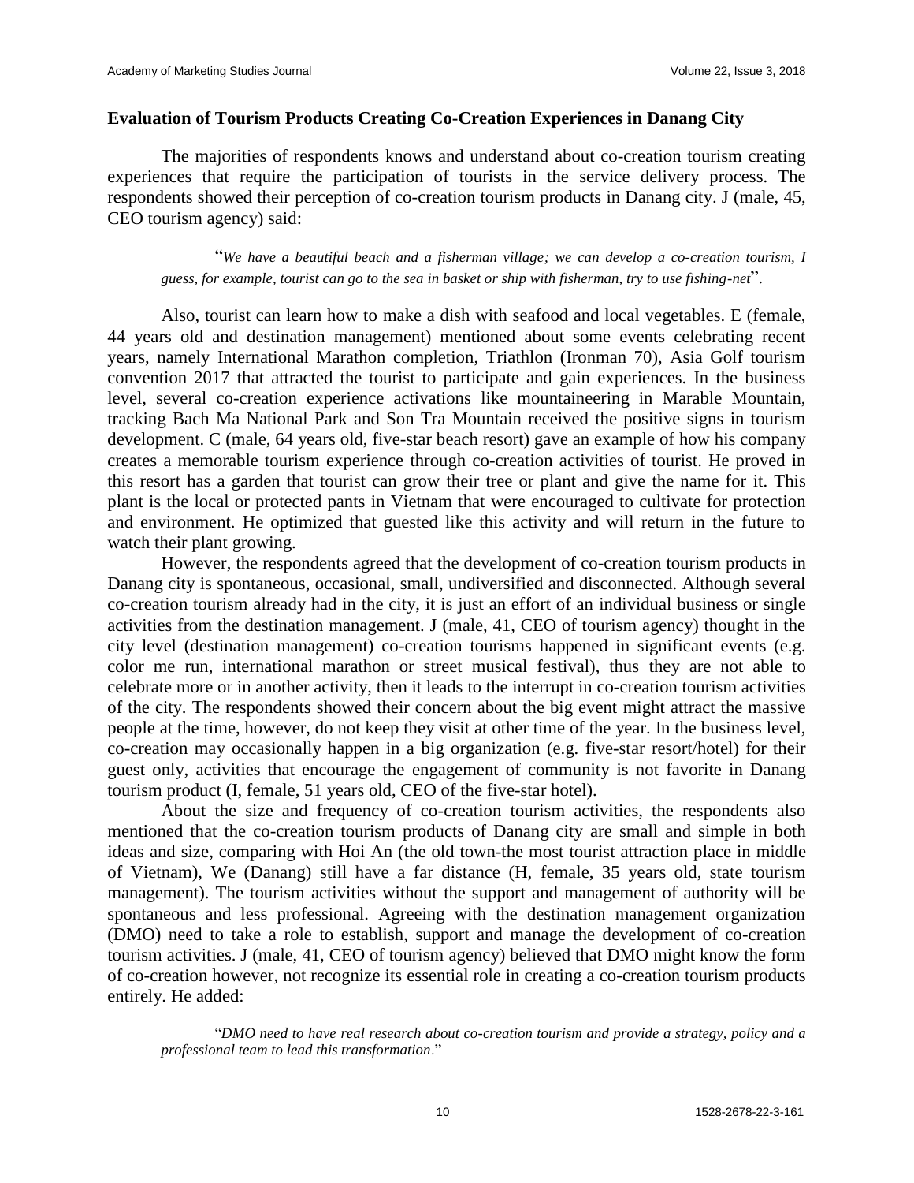### Evaluation of Tourism Products Creating Co-Creation Experiences in Danang City

The majorities of respondents knows and understand about co-creation tourism creating experiences that require the participation of tourists in the service delivery process. The respondents showed their perception of co-creation tourism products in Danang city. J (male, 45, CEO tourism agency) said:

> "*We have a beautiful beach and a fisherman village; we can develop a co-creation tourism, I guess, for example, tourist can go to the sea in basket or ship with fisherman, try to use fishing-net*".

Also, tourist can learn how to make a dish with seafood and local vegetables. E (female, 44 years old and destination management) mentioned about some events celebrating recent years, namely International Marathon completion, Triathlon (Ironman 70), Asia Golf tourism convention 2017 that attracted the tourist to participate and gain experiences. In the business level, several co-creation experience activations like mountaineering in Marable Mountain, tracking Bach Ma National Park and Son Tra Mountain received the positive signs in tourism development. C (male, 64 years old, five-star beach resort) gave an example of how his company creates a memorable tourism experience through co-creation activities of tourist. He proved in this resort has a garden that tourist can grow their tree or plant and give the name for it. This plant is the local or protected pants in Vietnam that were encouraged to cultivate for protection and environment. He optimized that guested like this activity and will return in the future to watch their plant growing.

However, the respondents agreed that the development of co-creation tourism products in Danang city is spontaneous, occasional, small, undiversified and disconnected. Although several co-creation tourism already had in the city, it is just an effort of an individual business or single activities from the destination management. J (male, 41, CEO of tourism agency) thought in the city level (destination management) co-creation tourisms happened in significant events (e.g. color me run, international marathon or street musical festival), thus they are not able to celebrate more or in another activity, then it leads to the interrupt in co-creation tourism activities of the city. The respondents showed their concern about the big event might attract the massive people at the time, however, do not keep they visit at other time of the year. In the business level, co-creation may occasionally happen in a big organization (e.g. five-star resort/hotel) for their guest only, activities that encourage the engagement of community is not favorite in Danang tourism product (I, female, 51 years old, CEO of the five-star hotel).

About the size and frequency of co-creation tourism activities, the respondents also mentioned that the co-creation tourism products of Danang city are small and simple in both ideas and size, comparing with Hoi An (the old town-the most tourist attraction place in middle of Vietnam), We (Danang) still have a far distance (H, female, 35 years old, state tourism management). The tourism activities without the support and management of authority will be spontaneous and less professional. Agreeing with the destination management organization (DMO) need to take a role to establish, support and manage the development of co-creation tourism activities. J (male, 41, CEO of tourism agency) believed that DMO might know the form of co-creation however, not recognize its essential role in creating a co-creation tourism products entirely. He added:

> "*DMO need to have real research about co-creation tourism and provide a strategy, policy and a professional team to lead this transformation*."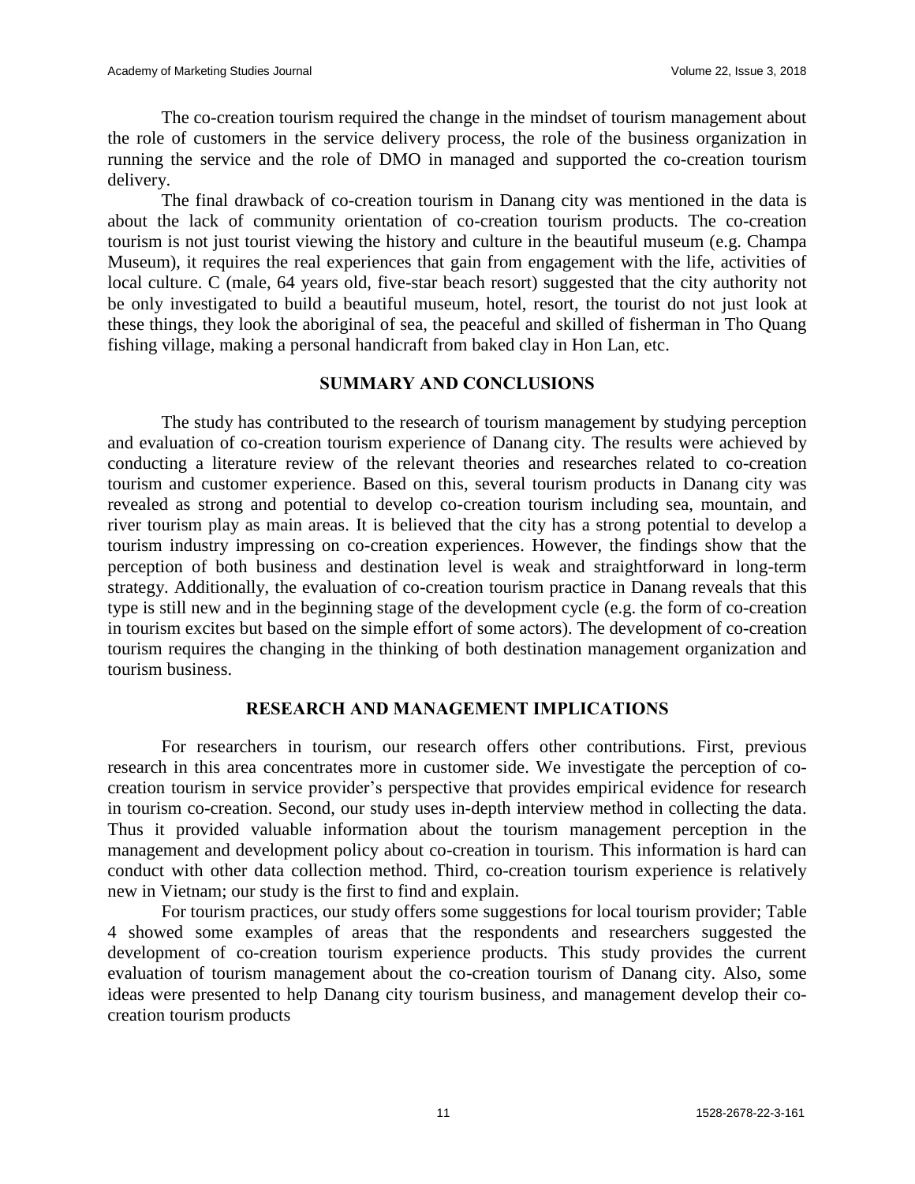The co-creation tourism required the change in the mindset of tourism management about the role of customers in the service delivery process, the role of the business organization in running the service and the role of DMO in managed and supported the co-creation tourism delivery.

The final drawback of co-creation tourism in Danang city was mentioned in the data is about the lack of community orientation of co-creation tourism products. The co-creation tourism is not just tourist viewing the history and culture in the beautiful museum (e.g. Champa Museum), it requires the real experiences that gain from engagement with the life, activities of local culture. C (male, 64 years old, five-star beach resort) suggested that the city authority not be only investigated to build a beautiful museum, hotel, resort, the tourist do not just look at these things, they look the aboriginal of sea, the peaceful and skilled of fisherman in Tho Quang fishing village, making a personal handicraft from baked clay in Hon Lan, etc.

## SUMMARY AND CONCLUSIONS

The study has contributed to the research of tourism management by studying perception and evaluation of co-creation tourism experience of Danang city. The results were achieved by conducting a literature review of the relevant theories and researches related to co-creation tourism and customer experience. Based on this, several tourism products in Danang city was revealed as strong and potential to develop co-creation tourism including sea, mountain, and river tourism play as main areas. It is believed that the city has a strong potential to develop a tourism industry impressing on co-creation experiences. However, the findings show that the perception of both business and destination level is weak and straightforward in long-term strategy. Additionally, the evaluation of co-creation tourism practice in Danang reveals that this type is still new and in the beginning stage of the development cycle (e.g. the form of co-creation in tourism excites but based on the simple effort of some actors). The development of co-creation tourism requires the changing in the thinking of both destination management organization and tourism business.

## RESEARCH AND MANAGEMENT IMPLICATIONS

For researchers in tourism, our research offers other contributions. First, previous research in this area concentrates more in customer side. We investigate the perception of co-creation tourism in service provider's perspective that provides empirical evidence for research in tourism co-creation. Second, our study uses in-depth interview method in collecting the data. Thus it provided valuable information about the tourism management perception in the management and development policy about co-creation in tourism. This information is hard can conduct with other data collection method. Third, co-creation tourism experience is relatively new in Vietnam; our study is the first to find and explain.

For tourism practices, our study offers some suggestions for local tourism provider; Table 4 showed some examples of areas that the respondents and researchers suggested the development of co-creation tourism experience products. This study provides the current evaluation of tourism management about the co-creation tourism of Danang city. Also, some ideas were presented to help Danang city tourism business, and management develop their co-creation tourism products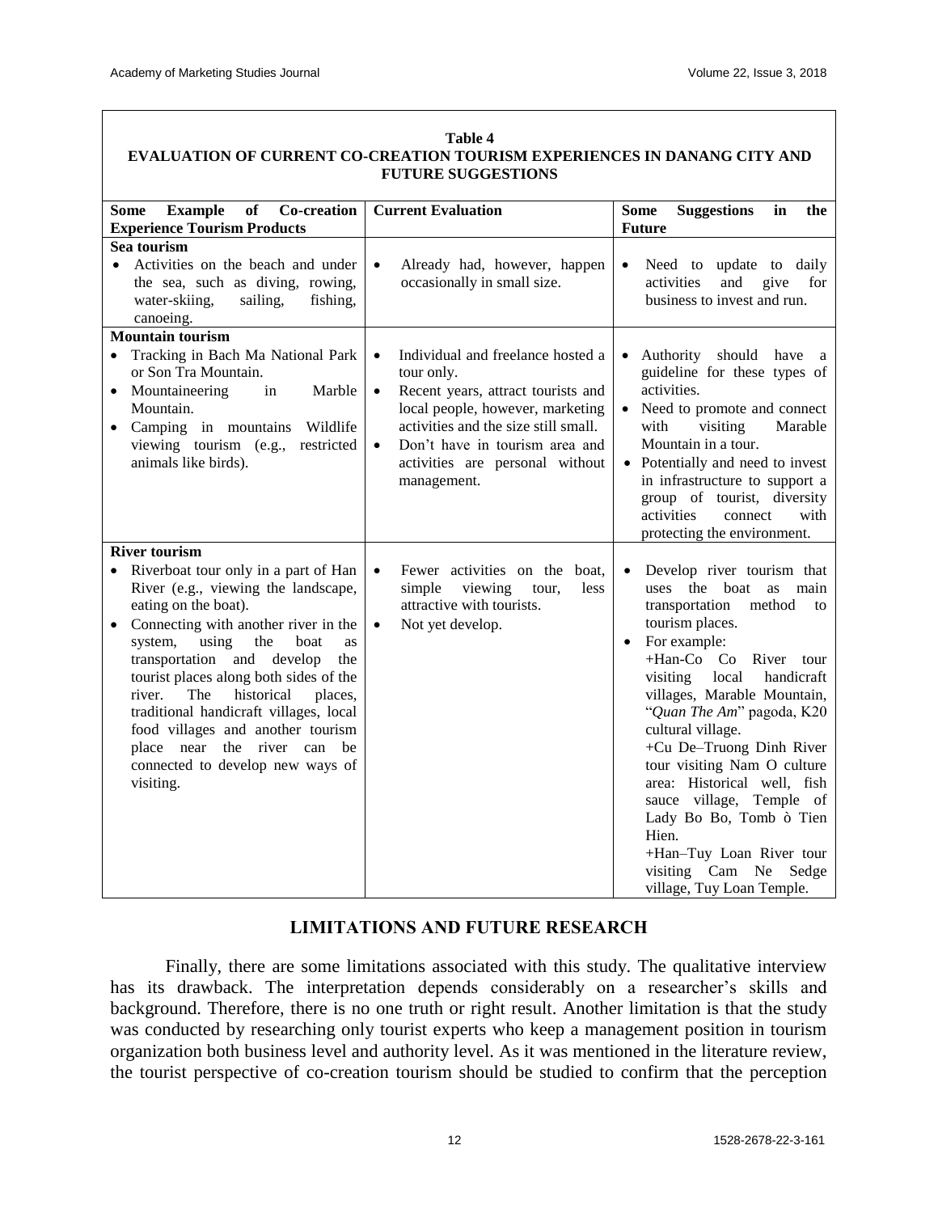**Table 4**
**EVALUATION OF CURRENT CO-CREATION TOURISM EXPERIENCES IN DANANG CITY AND FUTURE SUGGESTIONS**

| Some Example of Co-creation Experience Tourism Products | Current Evaluation | Some Suggestions in the Future |
|---|---|---|
| **Sea tourism**<br>• Activities on the beach and under the sea, such as diving, rowing, water-skiing, sailing, fishing, canoeing. | • Already had, however, happen occasionally in small size. | • Need to update to daily activities and give for business to invest and run. |
| **Mountain tourism**<br>• Tracking in Bach Ma National Park or Son Tra Mountain.<br>• Mountaineering in Marble Mountain.<br>• Camping in mountains Wildlife viewing tourism (e.g., restricted animals like birds). | • Individual and freelance hosted a tour only.<br>• Recent years, attract tourists and local people, however, marketing activities and the size still small.<br>• Don't have in tourism area and activities are personal without management. | • Authority should have a guideline for these types of activities.<br>• Need to promote and connect with visiting Marable Mountain in a tour.<br>• Potentially and need to invest in infrastructure to support a group of tourist, diversity activities connect with protecting the environment. |
| **River tourism**<br>• Riverboat tour only in a part of Han River (e.g., viewing the landscape, eating on the boat).<br>• Connecting with another river in the system, using the boat as transportation and develop the tourist places along both sides of the river. The historical places, traditional handicraft villages, local food villages and another tourism place near the river can be connected to develop new ways of visiting. | • Fewer activities on the boat, simple viewing tour, less attractive with tourists.<br>• Not yet develop. | • Develop river tourism that uses the boat as main transportation method to tourism places.<br>• For example:<br>+Han-Co Co River tour visiting local handicraft villages, Marable Mountain, "*Quan The Am*" pagoda, K20 cultural village.<br>+Cu De–Truong Dinh River tour visiting Nam O culture area: Historical well, fish sauce village, Temple of Lady Bo Bo, Tomb ò Tien Hien.<br>+Han–Tuy Loan River tour visiting Cam Ne Sedge village, Tuy Loan Temple. |

## LIMITATIONS AND FUTURE RESEARCH

Finally, there are some limitations associated with this study. The qualitative interview has its drawback. The interpretation depends considerably on a researcher's skills and background. Therefore, there is no one truth or right result. Another limitation is that the study was conducted by researching only tourist experts who keep a management position in tourism organization both business level and authority level. As it was mentioned in the literature review, the tourist perspective of co-creation tourism should be studied to confirm that the perception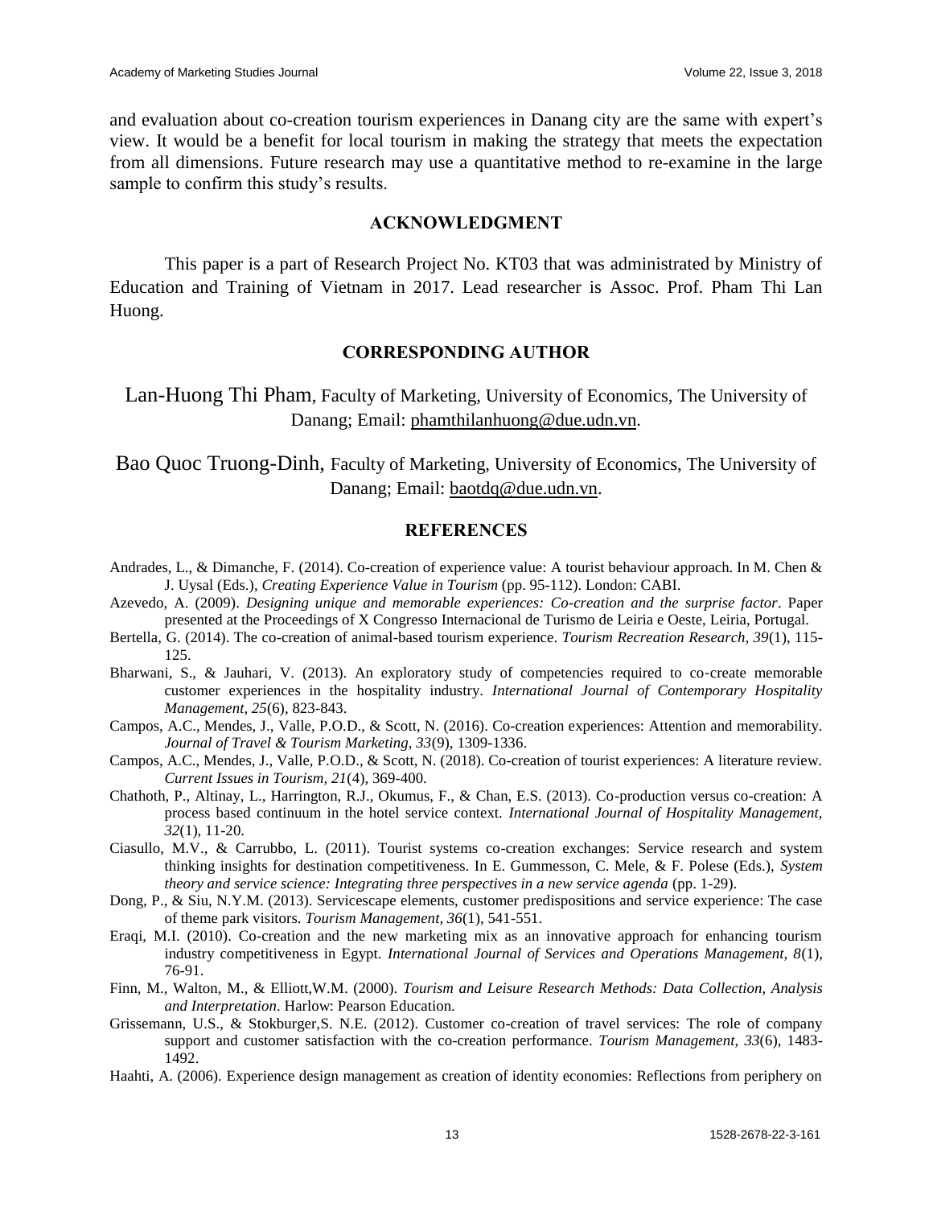and evaluation about co-creation tourism experiences in Danang city are the same with expert's view. It would be a benefit for local tourism in making the strategy that meets the expectation from all dimensions. Future research may use a quantitative method to re-examine in the large sample to confirm this study's results.

## ACKNOWLEDGMENT

This paper is a part of Research Project No. KT03 that was administrated by Ministry of Education and Training of Vietnam in 2017. Lead researcher is Assoc. Prof. Pham Thi Lan Huong.

## CORRESPONDING AUTHOR

Lan-Huong Thi Pham, Faculty of Marketing, University of Economics, The University of Danang; Email: phamthilanhuong@due.udn.vn.

Bao Quoc Truong-Dinh, Faculty of Marketing, University of Economics, The University of Danang; Email: baotdq@due.udn.vn.

## REFERENCES

Andrades, L., & Dimanche, F. (2014). Co-creation of experience value: A tourist behaviour approach. In M. Chen & J. Uysal (Eds.), *Creating Experience Value in Tourism* (pp. 95-112). London: CABI.

Azevedo, A. (2009). *Designing unique and memorable experiences: Co-creation and the surprise factor*. Paper presented at the Proceedings of X Congresso Internacional de Turismo de Leiria e Oeste, Leiria, Portugal.

Bertella, G. (2014). The co-creation of animal-based tourism experience. *Tourism Recreation Research, 39*(1), 115-125.

Bharwani, S., & Jauhari, V. (2013). An exploratory study of competencies required to co‐create memorable customer experiences in the hospitality industry. *International Journal of Contemporary Hospitality Management, 25*(6), 823-843.

Campos, A.C., Mendes, J., Valle, P.O.D., & Scott, N. (2016). Co-creation experiences: Attention and memorability. *Journal of Travel & Tourism Marketing, 33*(9), 1309-1336.

Campos, A.C., Mendes, J., Valle, P.O.D., & Scott, N. (2018). Co-creation of tourist experiences: A literature review. *Current Issues in Tourism, 21*(4), 369-400.

Chathoth, P., Altinay, L., Harrington, R.J., Okumus, F., & Chan, E.S. (2013). Co-production versus co-creation: A process based continuum in the hotel service context. *International Journal of Hospitality Management, 32*(1), 11-20.

Ciasullo, M.V., & Carrubbo, L. (2011). Tourist systems co-creation exchanges: Service research and system thinking insights for destination competitiveness. In E. Gummesson, C. Mele, & F. Polese (Eds.), *System theory and service science: Integrating three perspectives in a new service agenda* (pp. 1-29).

Dong, P., & Siu, N.Y.M. (2013). Servicescape elements, customer predispositions and service experience: The case of theme park visitors. *Tourism Management, 36*(1), 541-551.

Eraqi, M.I. (2010). Co-creation and the new marketing mix as an innovative approach for enhancing tourism industry competitiveness in Egypt. *International Journal of Services and Operations Management, 8*(1), 76-91.

Finn, M., Walton, M., & Elliott,W.M. (2000). *Tourism and Leisure Research Methods: Data Collection, Analysis and Interpretation*. Harlow: Pearson Education.

Grissemann, U.S., & Stokburger,S. N.E. (2012). Customer co-creation of travel services: The role of company support and customer satisfaction with the co-creation performance. *Tourism Management, 33*(6), 1483-1492.

Haahti, A. (2006). Experience design management as creation of identity economies: Reflections from periphery on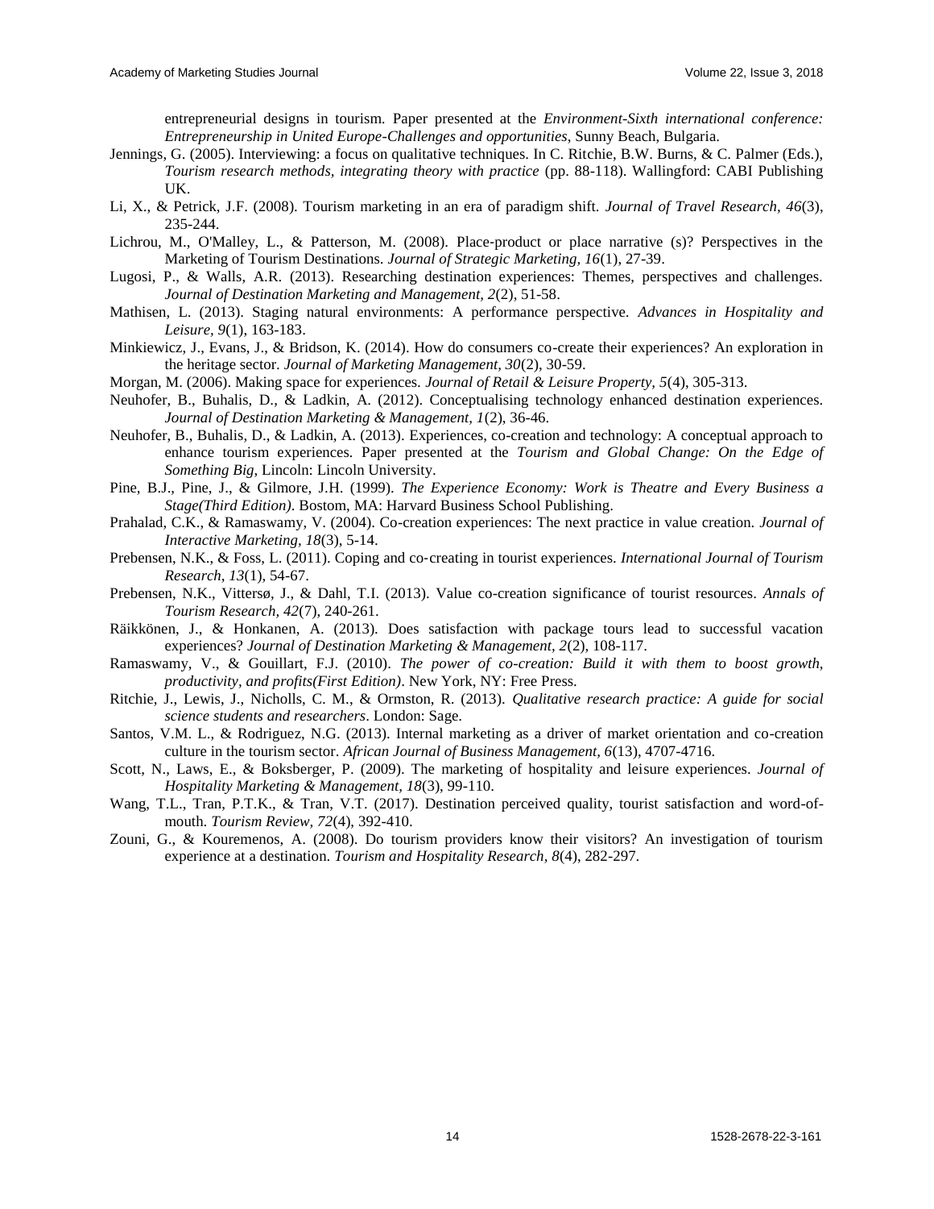entrepreneurial designs in tourism. Paper presented at the *Environment-Sixth international conference: Entrepreneurship in United Europe-Challenges and opportunities*, Sunny Beach, Bulgaria.

Jennings, G. (2005). Interviewing: a focus on qualitative techniques. In C. Ritchie, B.W. Burns, & C. Palmer (Eds.), *Tourism research methods, integrating theory with practice* (pp. 88-118). Wallingford: CABI Publishing UK.

Li, X., & Petrick, J.F. (2008). Tourism marketing in an era of paradigm shift. *Journal of Travel Research, 46*(3), 235-244.

Lichrou, M., O'Malley, L., & Patterson, M. (2008). Place-product or place narrative (s)? Perspectives in the Marketing of Tourism Destinations. *Journal of Strategic Marketing, 16*(1), 27-39.

Lugosi, P., & Walls, A.R. (2013). Researching destination experiences: Themes, perspectives and challenges. *Journal of Destination Marketing and Management, 2*(2), 51-58.

Mathisen, L. (2013). Staging natural environments: A performance perspective. *Advances in Hospitality and Leisure, 9*(1), 163-183.

Minkiewicz, J., Evans, J., & Bridson, K. (2014). How do consumers co-create their experiences? An exploration in the heritage sector. *Journal of Marketing Management, 30*(2), 30-59.

Morgan, M. (2006). Making space for experiences. *Journal of Retail & Leisure Property, 5*(4), 305-313.

Neuhofer, B., Buhalis, D., & Ladkin, A. (2012). Conceptualising technology enhanced destination experiences. *Journal of Destination Marketing & Management, 1*(2), 36-46.

Neuhofer, B., Buhalis, D., & Ladkin, A. (2013). Experiences, co-creation and technology: A conceptual approach to enhance tourism experiences. Paper presented at the *Tourism and Global Change: On the Edge of Something Big*, Lincoln: Lincoln University.

Pine, B.J., Pine, J., & Gilmore, J.H. (1999). *The Experience Economy: Work is Theatre and Every Business a Stage(Third Edition)*. Bostom, MA: Harvard Business School Publishing.

Prahalad, C.K., & Ramaswamy, V. (2004). Co-creation experiences: The next practice in value creation. *Journal of Interactive Marketing, 18*(3), 5-14.

Prebensen, N.K., & Foss, L. (2011). Coping and co‐creating in tourist experiences. *International Journal of Tourism Research, 13*(1), 54-67.

Prebensen, N.K., Vittersø, J., & Dahl, T.I. (2013). Value co-creation significance of tourist resources. *Annals of Tourism Research, 42*(7), 240-261.

Räikkönen, J., & Honkanen, A. (2013). Does satisfaction with package tours lead to successful vacation experiences? *Journal of Destination Marketing & Management, 2*(2), 108-117.

Ramaswamy, V., & Gouillart, F.J. (2010). *The power of co-creation: Build it with them to boost growth, productivity, and profits(First Edition)*. New York, NY: Free Press.

Ritchie, J., Lewis, J., Nicholls, C. M., & Ormston, R. (2013). *Qualitative research practice: A guide for social science students and researchers*. London: Sage.

Santos, V.M. L., & Rodriguez, N.G. (2013). Internal marketing as a driver of market orientation and co-creation culture in the tourism sector. *African Journal of Business Management, 6*(13), 4707-4716.

Scott, N., Laws, E., & Boksberger, P. (2009). The marketing of hospitality and leisure experiences. *Journal of Hospitality Marketing & Management, 18*(3), 99-110.

Wang, T.L., Tran, P.T.K., & Tran, V.T. (2017). Destination perceived quality, tourist satisfaction and word-of-mouth. *Tourism Review, 72*(4), 392-410.

Zouni, G., & Kouremenos, A. (2008). Do tourism providers know their visitors? An investigation of tourism experience at a destination. *Tourism and Hospitality Research, 8*(4), 282-297.